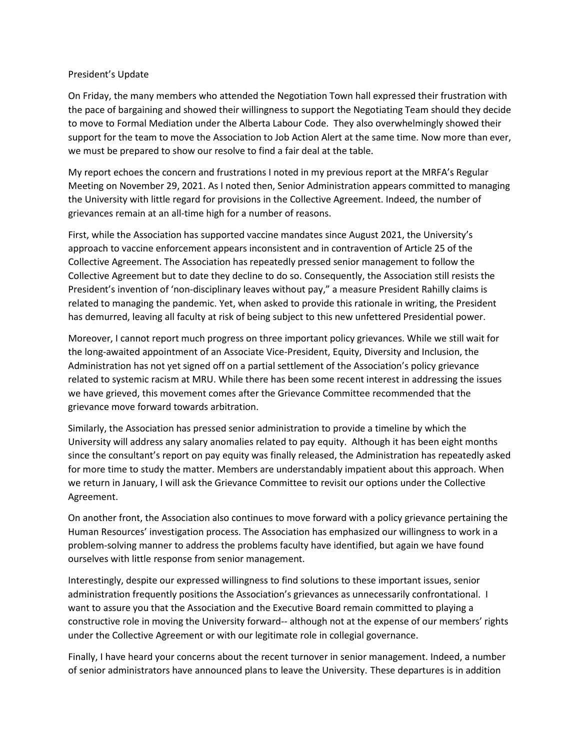# President's Update

On Friday, the many members who attended the Negotiation Town hall expressed their frustration with the pace of bargaining and showed their willingness to support the Negotiating Team should they decide to move to Formal Mediation under the Alberta Labour Code. They also overwhelmingly showed their support for the team to move the Association to Job Action Alert at the same time. Now more than ever, we must be prepared to show our resolve to find a fair deal at the table.

My report echoes the concern and frustrations I noted in my previous report at the MRFA's Regular Meeting on November 29, 2021. As I noted then, Senior Administration appears committed to managing the University with little regard for provisions in the Collective Agreement. Indeed, the number of grievances remain at an all-time high for a number of reasons.

First, while the Association has supported vaccine mandates since August 2021, the University's approach to vaccine enforcement appears inconsistent and in contravention of Article 25 of the Collective Agreement. The Association has repeatedly pressed senior management to follow the Collective Agreement but to date they decline to do so. Consequently, the Association still resists the President's invention of 'non-disciplinary leaves without pay," a measure President Rahilly claims is related to managing the pandemic. Yet, when asked to provide this rationale in writing, the President has demurred, leaving all faculty at risk of being subject to this new unfettered Presidential power.

Moreover, I cannot report much progress on three important policy grievances. While we still wait for the long-awaited appointment of an Associate Vice-President, Equity, Diversity and Inclusion, the Administration has not yet signed off on a partial settlement of the Association's policy grievance related to systemic racism at MRU. While there has been some recent interest in addressing the issues we have grieved, this movement comes after the Grievance Committee recommended that the grievance move forward towards arbitration.

Similarly, the Association has pressed senior administration to provide a timeline by which the University will address any salary anomalies related to pay equity. Although it has been eight months since the consultant's report on pay equity was finally released, the Administration has repeatedly asked for more time to study the matter. Members are understandably impatient about this approach. When we return in January, I will ask the Grievance Committee to revisit our options under the Collective Agreement.

On another front, the Association also continues to move forward with a policy grievance pertaining the Human Resources' investigation process. The Association has emphasized our willingness to work in a problem-solving manner to address the problems faculty have identified, but again we have found ourselves with little response from senior management.

Interestingly, despite our expressed willingness to find solutions to these important issues, senior administration frequently positions the Association's grievances as unnecessarily confrontational. I want to assure you that the Association and the Executive Board remain committed to playing a constructive role in moving the University forward-- although not at the expense of our members' rights under the Collective Agreement or with our legitimate role in collegial governance.

Finally, I have heard your concerns about the recent turnover in senior management. Indeed, a number of senior administrators have announced plans to leave the University. These departures is in addition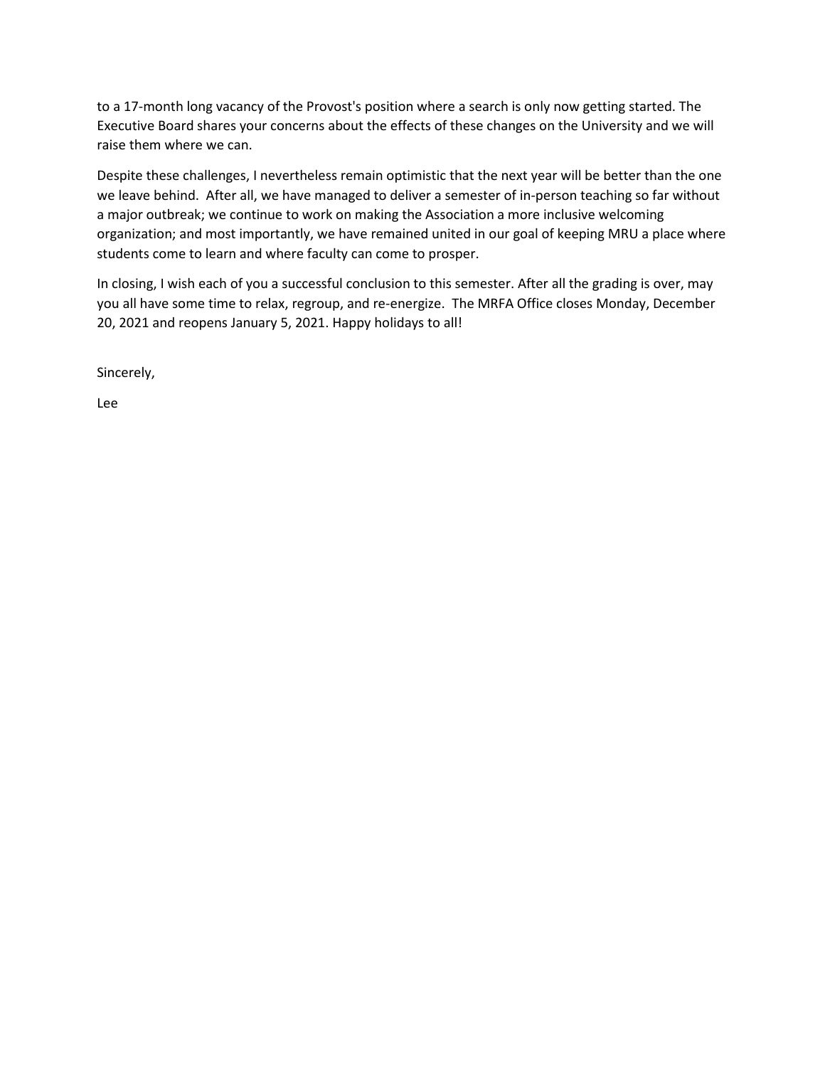to a 17-month long vacancy of the Provost's position where a search is only now getting started. The Executive Board shares your concerns about the effects of these changes on the University and we will raise them where we can.

Despite these challenges, I nevertheless remain optimistic that the next year will be better than the one we leave behind. After all, we have managed to deliver a semester of in-person teaching so far without a major outbreak; we continue to work on making the Association a more inclusive welcoming organization; and most importantly, we have remained united in our goal of keeping MRU a place where students come to learn and where faculty can come to prosper.

In closing, I wish each of you a successful conclusion to this semester. After all the grading is over, may you all have some time to relax, regroup, and re-energize. The MRFA Office closes Monday, December 20, 2021 and reopens January 5, 2021. Happy holidays to all!

Sincerely,

Lee